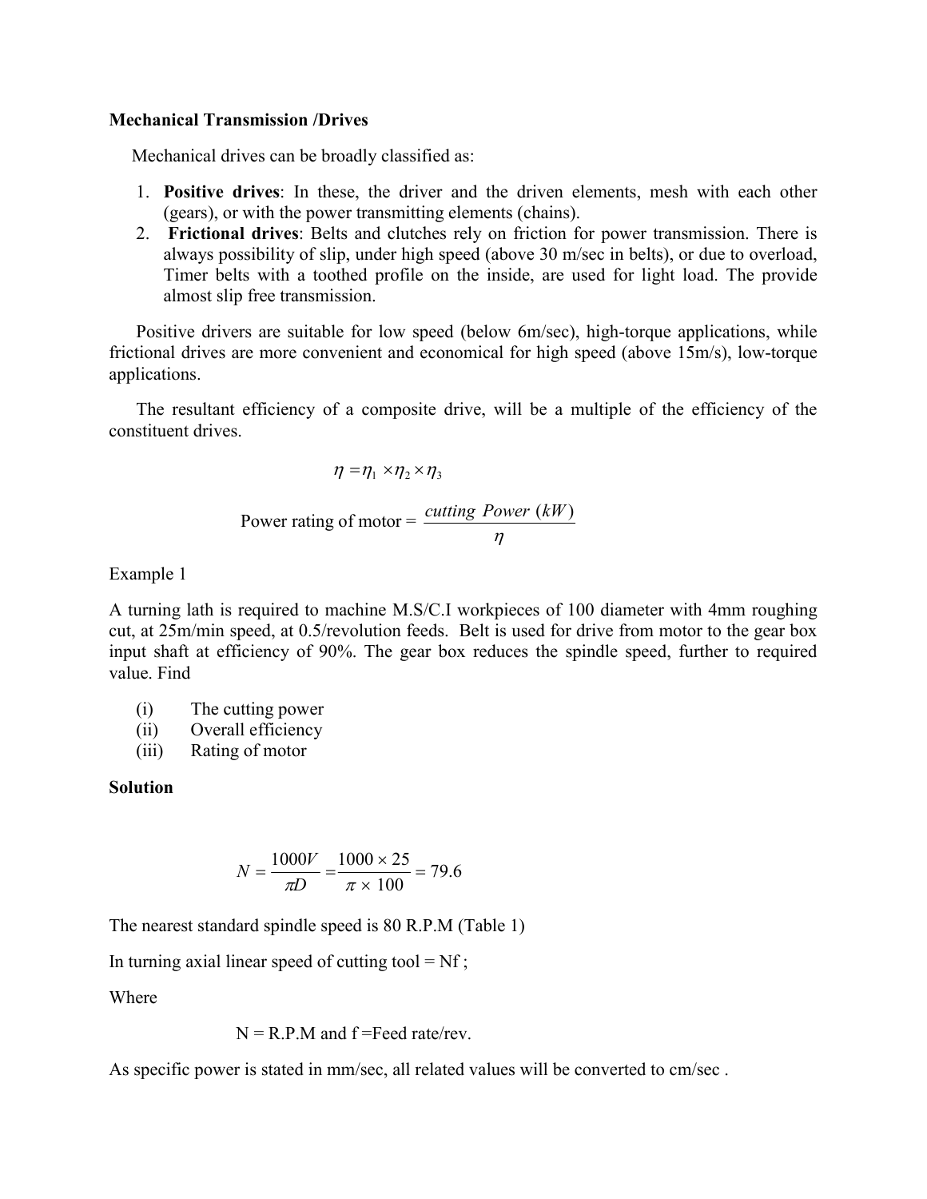**Mechanical Transmission /Drives**

Mechanical drives can be broadly classified as:

1. **Positive drives**: In these, the driver and the driven elements, mesh with each other (gears), or with the power transmitting elements (chains).
2. **Frictional drives**: Belts and clutches rely on friction for power transmission. There is always possibility of slip, under high speed (above 30 m/sec in belts), or due to overload, Timer belts with a toothed profile on the inside, are used for light load. The provide almost slip free transmission.

Positive drivers are suitable for low speed (below 6m/sec), high-torque applications, while frictional drives are more convenient and economical for high speed (above 15m/s), low-torque applications.

The resultant efficiency of a composite drive, will be a multiple of the efficiency of the constituent drives.

$$\eta = \eta_1 \times \eta_2 \times \eta_3$$

$$\text{Power rating of motor} = \frac{cutting\ Power\ (kW)}{\eta}$$

Example 1

A turning lath is required to machine M.S/C.I workpieces of 100 diameter with 4mm roughing cut, at 25m/min speed, at 0.5/revolution feeds. Belt is used for drive from motor to the gear box input shaft at efficiency of 90%. The gear box reduces the spindle speed, further to required value. Find

(i) The cutting power
(ii) Overall efficiency
(iii) Rating of motor

**Solution**

$$N = \frac{1000V}{\pi D} = \frac{1000 \times 25}{\pi \times 100} = 79.6$$

The nearest standard spindle speed is 80 R.P.M (Table 1)

In turning axial linear speed of cutting tool = Nf ;

Where

N = R.P.M and f =Feed rate/rev.

As specific power is stated in mm/sec, all related values will be converted to cm/sec .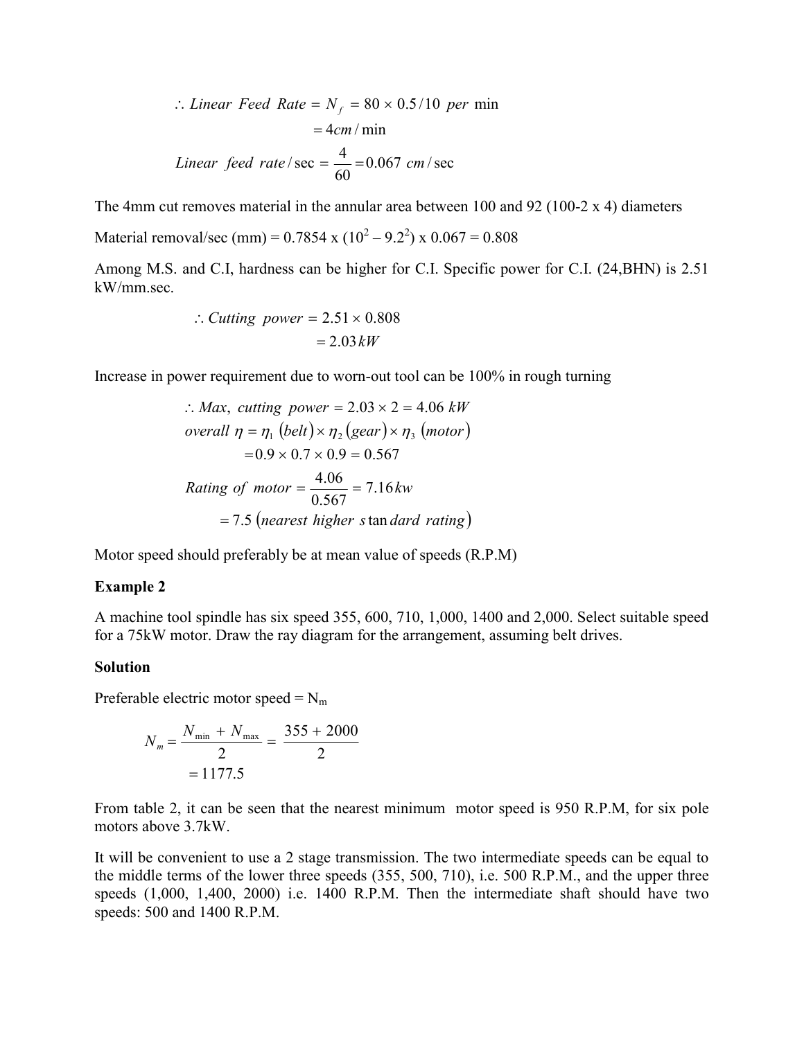$$\therefore Linear\ \ Feed\ \ Rate = N_f = 80 \times 0.5/10\ \ per\ \min$$
$$= 4cm/\min$$
$$Linear\ \ feed\ \ rate/\sec = \frac{4}{60} = 0.067\ \ cm/\sec$$

The 4mm cut removes material in the annular area between 100 and 92 (100-2 x 4) diameters

Material removal/sec (mm) = 0.7854 x ($10^2$ – $9.2^2$) x 0.067 = 0.808

Among M.S. and C.I, hardness can be higher for C.I. Specific power for C.I. (24,BHN) is 2.51 kW/mm.sec.

$$\therefore Cutting\ \ power = 2.51 \times 0.808$$
$$= 2.03\,kW$$

Increase in power requirement due to worn-out tool can be 100% in rough turning

$$\therefore Max,\ cutting\ \ power = 2.03 \times 2 = 4.06\ kW$$
$$overall\ \eta = \eta_1\ (belt) \times \eta_2\ (gear) \times \eta_3\ (motor)$$
$$= 0.9 \times 0.7 \times 0.9 = 0.567$$
$$Rating\ \ of\ \ motor = \frac{4.06}{0.567} = 7.16\,kw$$
$$= 7.5\ (nearest\ higher\ standard\ rating)$$

Motor speed should preferably be at mean value of speeds (R.P.M)

**Example 2**

A machine tool spindle has six speed 355, 600, 710, 1,000, 1400 and 2,000. Select suitable speed for a 75kW motor. Draw the ray diagram for the arrangement, assuming belt drives.

**Solution**

Preferable electric motor speed = $N_m$

$$N_m = \frac{N_{\min} + N_{\max}}{2} = \frac{355 + 2000}{2}$$
$$= 1177.5$$

From table 2, it can be seen that the nearest minimum motor speed is 950 R.P.M, for six pole motors above 3.7kW.

It will be convenient to use a 2 stage transmission. The two intermediate speeds can be equal to the middle terms of the lower three speeds (355, 500, 710), i.e. 500 R.P.M., and the upper three speeds (1,000, 1,400, 2000) i.e. 1400 R.P.M. Then the intermediate shaft should have two speeds: 500 and 1400 R.P.M.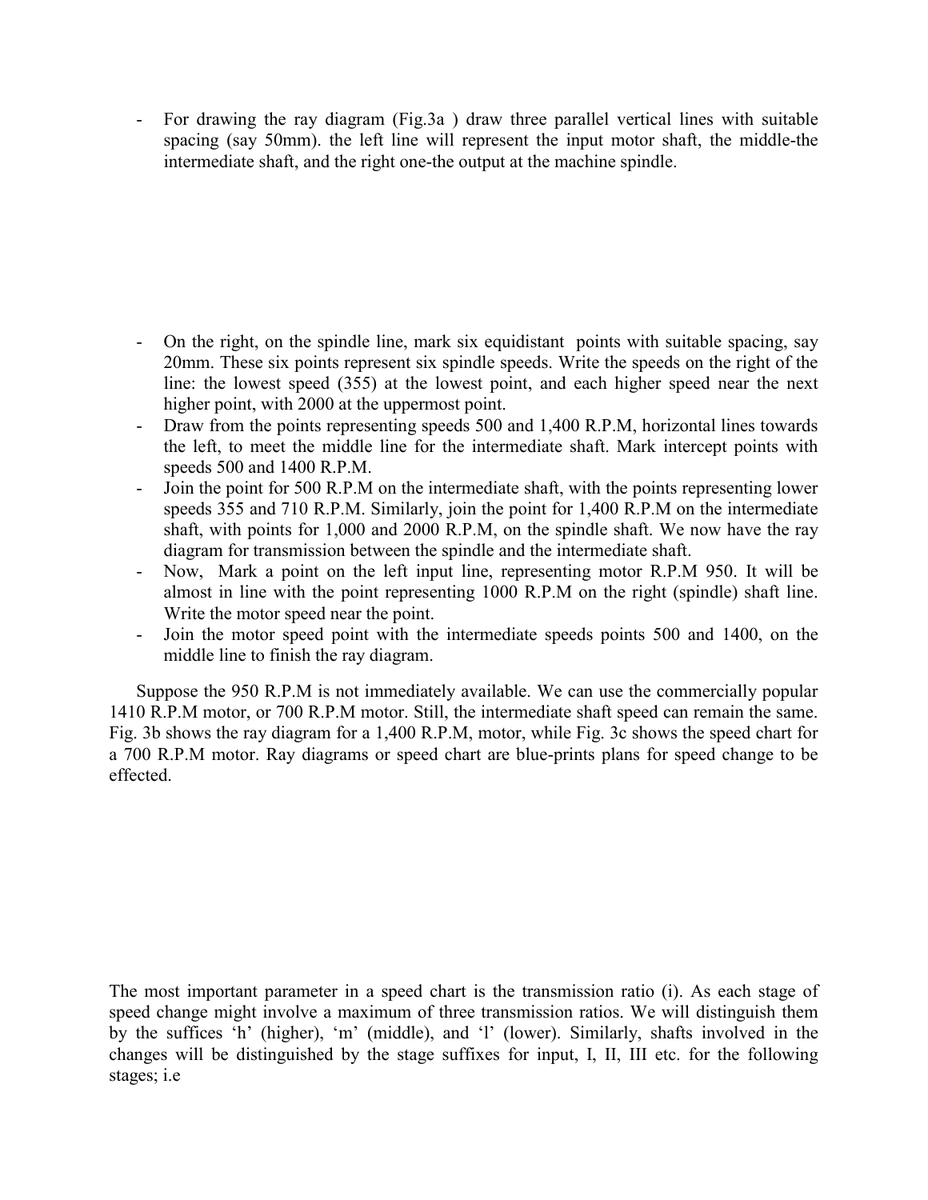- For drawing the ray diagram (Fig.3a ) draw three parallel vertical lines with suitable spacing (say 50mm). the left line will represent the input motor shaft, the middle-the intermediate shaft, and the right one-the output at the machine spindle.

- On the right, on the spindle line, mark six equidistant points with suitable spacing, say 20mm. These six points represent six spindle speeds. Write the speeds on the right of the line: the lowest speed (355) at the lowest point, and each higher speed near the next higher point, with 2000 at the uppermost point.
- Draw from the points representing speeds 500 and 1,400 R.P.M, horizontal lines towards the left, to meet the middle line for the intermediate shaft. Mark intercept points with speeds 500 and 1400 R.P.M.
- Join the point for 500 R.P.M on the intermediate shaft, with the points representing lower speeds 355 and 710 R.P.M. Similarly, join the point for 1,400 R.P.M on the intermediate shaft, with points for 1,000 and 2000 R.P.M, on the spindle shaft. We now have the ray diagram for transmission between the spindle and the intermediate shaft.
- Now, Mark a point on the left input line, representing motor R.P.M 950. It will be almost in line with the point representing 1000 R.P.M on the right (spindle) shaft line. Write the motor speed near the point.
- Join the motor speed point with the intermediate speeds points 500 and 1400, on the middle line to finish the ray diagram.

Suppose the 950 R.P.M is not immediately available. We can use the commercially popular 1410 R.P.M motor, or 700 R.P.M motor. Still, the intermediate shaft speed can remain the same. Fig. 3b shows the ray diagram for a 1,400 R.P.M, motor, while Fig. 3c shows the speed chart for a 700 R.P.M motor. Ray diagrams or speed chart are blue-prints plans for speed change to be effected.

The most important parameter in a speed chart is the transmission ratio (i). As each stage of speed change might involve a maximum of three transmission ratios. We will distinguish them by the suffices 'h' (higher), 'm' (middle), and 'l' (lower). Similarly, shafts involved in the changes will be distinguished by the stage suffixes for input, I, II, III etc. for the following stages; i.e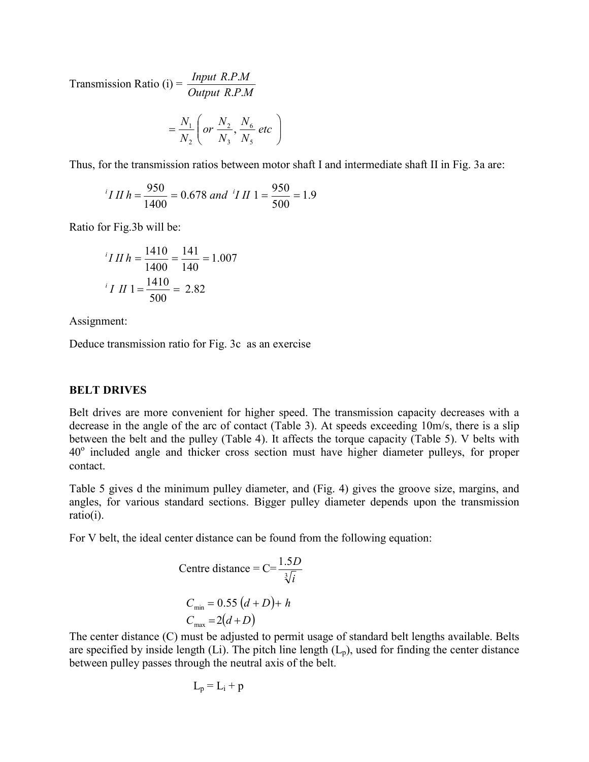Transmission Ratio (i) = $\dfrac{Input\ R.P.M}{Output\ R.P.M}$

$$= \frac{N_1}{N_2}\left( or\ \frac{N_2}{N_3}, \frac{N_6}{N_5}\ etc \right)$$

Thus, for the transmission ratios between motor shaft I and intermediate shaft II in Fig. 3a are:

$$^{i}I\ II\ h = \frac{950}{1400} = 0.678\ and\ ^{i}I\ II\ 1 = \frac{950}{500} = 1.9$$

Ratio for Fig.3b will be:

$$^{i}I\ II\ h = \frac{1410}{1400} = \frac{141}{140} = 1.007$$

$$^{i}I\ \ II\ 1 = \frac{1410}{500} = \ 2.82$$

Assignment:

Deduce transmission ratio for Fig. 3c as an exercise

**BELT DRIVES**

Belt drives are more convenient for higher speed. The transmission capacity decreases with a decrease in the angle of the arc of contact (Table 3). At speeds exceeding 10m/s, there is a slip between the belt and the pulley (Table 4). It affects the torque capacity (Table 5). V belts with $40^o$ included angle and thicker cross section must have higher diameter pulleys, for proper contact.

Table 5 gives d the minimum pulley diameter, and (Fig. 4) gives the groove size, margins, and angles, for various standard sections. Bigger pulley diameter depends upon the transmission ratio(i).

For V belt, the ideal center distance can be found from the following equation:

$$\text{Centre distance} = C = \frac{1.5D}{\sqrt[3]{i}}$$

$$C_{\min} = 0.55\ (d + D) + h$$

$$C_{\max} = 2(d + D)$$

The center distance (C) must be adjusted to permit usage of standard belt lengths available. Belts are specified by inside length (Li). The pitch line length ($L_p$), used for finding the center distance between pulley passes through the neutral axis of the belt.

$$L_p = L_i + p$$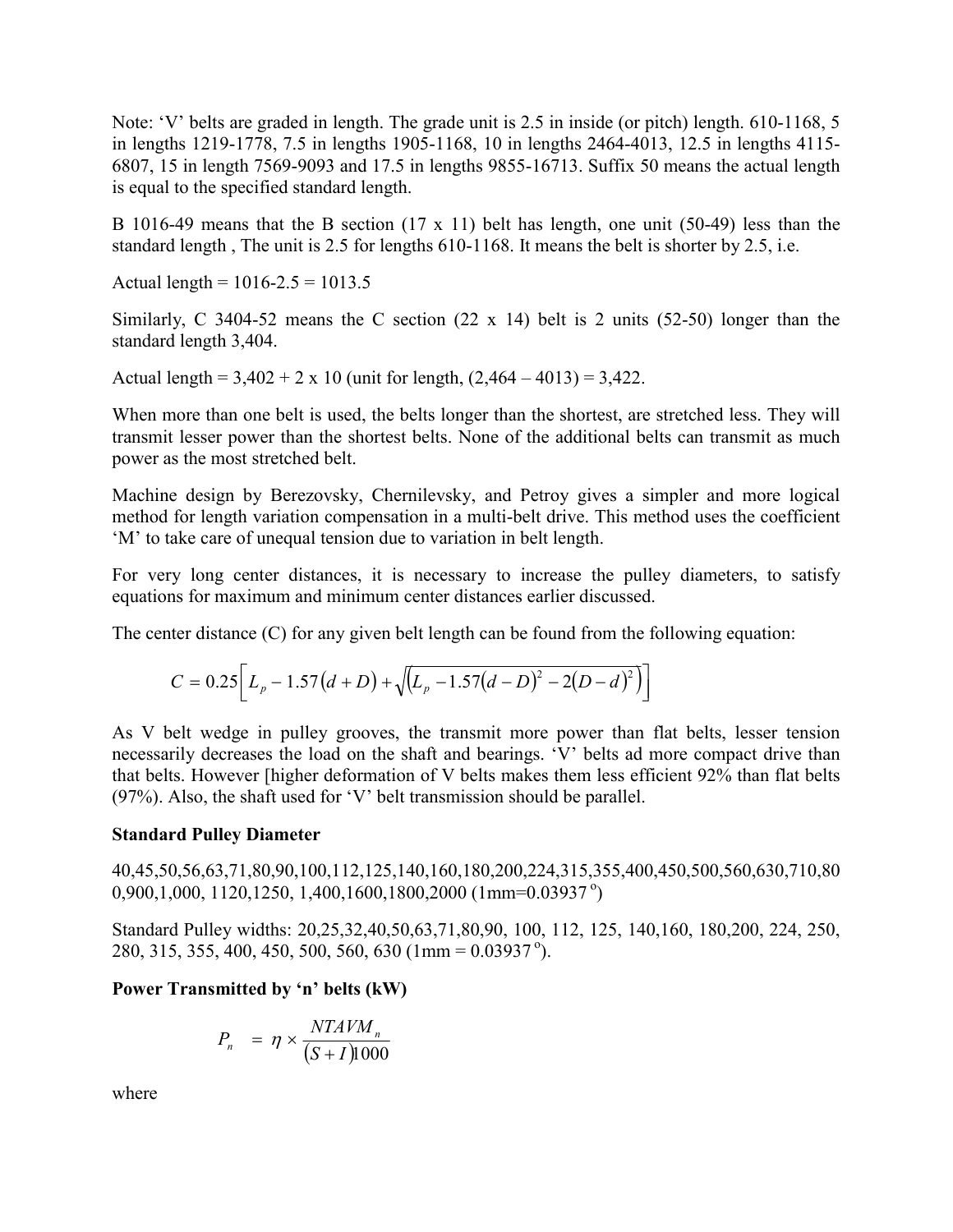Note: 'V' belts are graded in length. The grade unit is 2.5 in inside (or pitch) length. 610-1168, 5 in lengths 1219-1778, 7.5 in lengths 1905-1168, 10 in lengths 2464-4013, 12.5 in lengths 4115-6807, 15 in length 7569-9093 and 17.5 in lengths 9855-16713. Suffix 50 means the actual length is equal to the specified standard length.

B 1016-49 means that the B section (17 x 11) belt has length, one unit (50-49) less than the standard length , The unit is 2.5 for lengths 610-1168. It means the belt is shorter by 2.5, i.e.

Actual length = 1016-2.5 = 1013.5

Similarly, C 3404-52 means the C section (22 x 14) belt is 2 units (52-50) longer than the standard length 3,404.

Actual length = 3,402 + 2 x 10 (unit for length, (2,464 – 4013) = 3,422.

When more than one belt is used, the belts longer than the shortest, are stretched less. They will transmit lesser power than the shortest belts. None of the additional belts can transmit as much power as the most stretched belt.

Machine design by Berezovsky, Chernilevsky, and Petroy gives a simpler and more logical method for length variation compensation in a multi-belt drive. This method uses the coefficient 'M' to take care of unequal tension due to variation in belt length.

For very long center distances, it is necessary to increase the pulley diameters, to satisfy equations for maximum and minimum center distances earlier discussed.

The center distance (C) for any given belt length can be found from the following equation:

$$C = 0.25\left[L_p - 1.57(d+D) + \sqrt{\left(L_p - 1.57(d-D)^2 - 2(D-d)^2\right)}\right]$$

As V belt wedge in pulley grooves, the transmit more power than flat belts, lesser tension necessarily decreases the load on the shaft and bearings. 'V' belts ad more compact drive than that belts. However [higher deformation of V belts makes them less efficient 92% than flat belts (97%). Also, the shaft used for 'V' belt transmission should be parallel.

**Standard Pulley Diameter**

40,45,50,56,63,71,80,90,100,112,125,140,160,180,200,224,315,355,400,450,500,560,630,710,800,900,1,000, 1120,1250, 1,400,1600,1800,2000 (1mm=0.03937 $^{o}$)

Standard Pulley widths: 20,25,32,40,50,63,71,80,90, 100, 112, 125, 140,160, 180,200, 224, 250, 280, 315, 355, 400, 450, 500, 560, 630 (1mm = 0.03937 $^{o}$).

**Power Transmitted by 'n' belts (kW)**

$$P_n = \eta \times \frac{NTAVM_n}{(S+I)1000}$$

where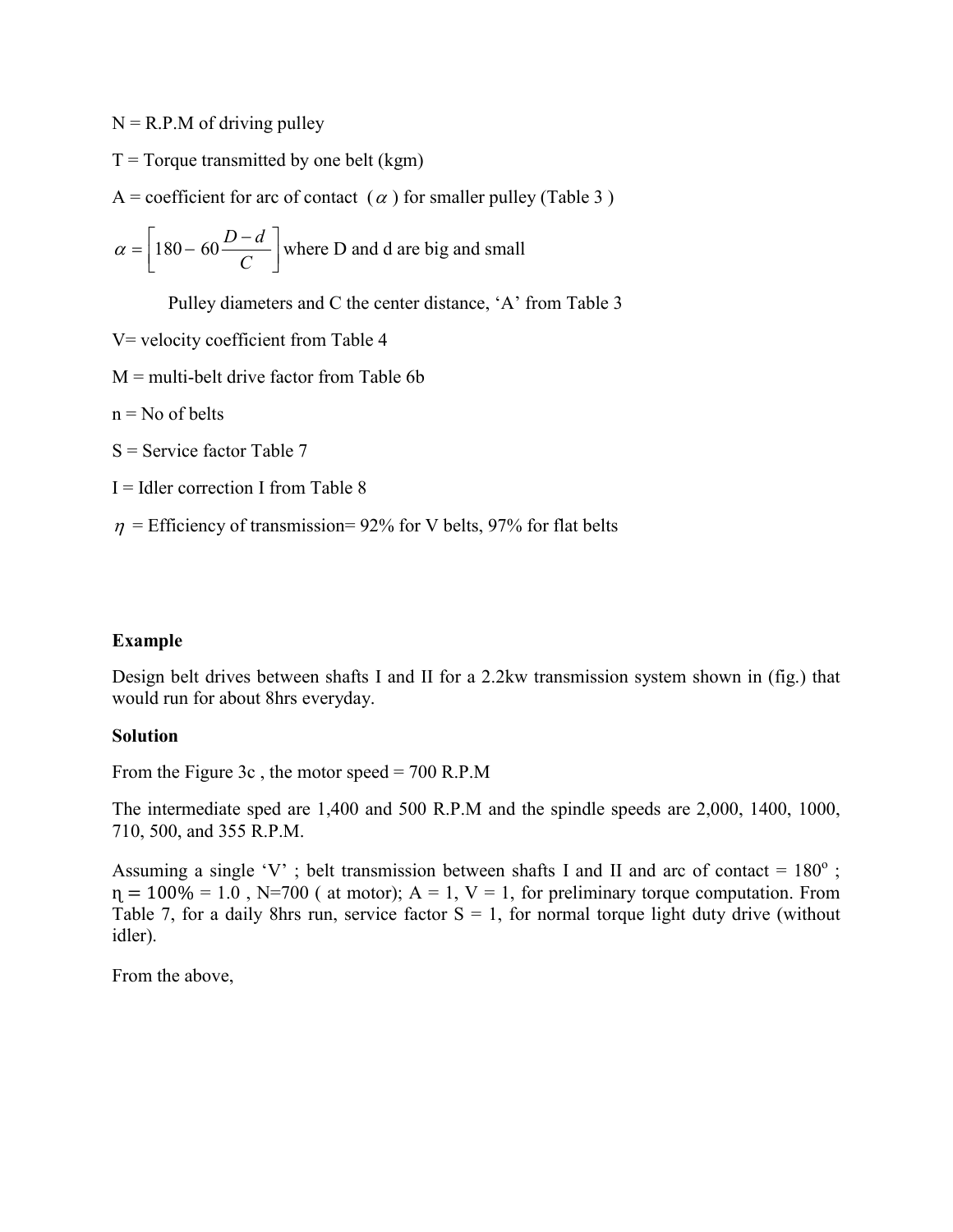N = R.P.M of driving pulley

T = Torque transmitted by one belt (kgm)

A = coefficient for arc of contact ( $\alpha$ ) for smaller pulley (Table 3 )

$\alpha = \left[180 - 60\frac{D-d}{C}\right]$ where D and d are big and small

Pulley diameters and C the center distance, 'A' from Table 3

V= velocity coefficient from Table 4

M = multi-belt drive factor from Table 6b

n = No of belts

S = Service factor Table 7

I = Idler correction I from Table 8

$\eta$ = Efficiency of transmission= 92% for V belts, 97% for flat belts

**Example**

Design belt drives between shafts I and II for a 2.2kw transmission system shown in (fig.) that would run for about 8hrs everyday.

**Solution**

From the Figure 3c , the motor speed = 700 R.P.M

The intermediate sped are 1,400 and 500 R.P.M and the spindle speeds are 2,000, 1400, 1000, 710, 500, and 355 R.P.M.

Assuming a single 'V' ; belt transmission between shafts I and II and arc of contact = 180$^{o}$ ; $\eta = 100\%$ = 1.0 , N=700 ( at motor); A = 1, V = 1, for preliminary torque computation. From Table 7, for a daily 8hrs run, service factor S = 1, for normal torque light duty drive (without idler).

From the above,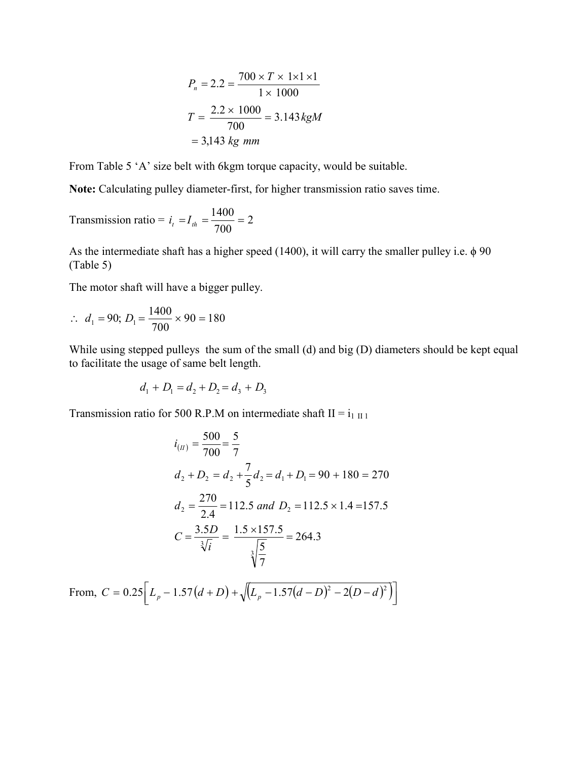$$P_n = 2.2 = \frac{700 \times T \times 1 \times 1 \times 1}{1 \times 1000}$$

$$T = \frac{2.2 \times 1000}{700} = 3.143\,kgM$$

$$= 3{,}143\ kg\ mm$$

From Table 5 'A' size belt with 6kgm torque capacity, would be suitable.

**Note:** Calculating pulley diameter-first, for higher transmission ratio saves time.

Transmission ratio = $i_t = I_{th} = \dfrac{1400}{700} = 2$

As the intermediate shaft has a higher speed (1400), it will carry the smaller pulley i.e. ϕ 90 (Table 5)

The motor shaft will have a bigger pulley.

$$\therefore\ d_1 = 90;\ D_1 = \frac{1400}{700} \times 90 = 180$$

While using stepped pulleys the sum of the small (d) and big (D) diameters should be kept equal to facilitate the usage of same belt length.

$$d_1 + D_1 = d_2 + D_2 = d_3 + D_3$$

Transmission ratio for 500 R.P.M on intermediate shaft II = $i_{1\ \mathrm{II}\ 1}$

$$i_{(II)} = \frac{500}{700} = \frac{5}{7}$$

$$d_2 + D_2 = d_2 + \frac{7}{5}d_2 = d_1 + D_1 = 90 + 180 = 270$$

$$d_2 = \frac{270}{2.4} = 112.5\ and\ D_2 = 112.5 \times 1.4 = 157.5$$

$$C = \frac{3.5D}{\sqrt[3]{i}} = \frac{1.5 \times 157.5}{\sqrt[3]{\frac{5}{7}}} = 264.3$$

From, $C = 0.25\left[L_p - 1.57\left(d + D\right) + \sqrt{\left(L_p - 1.57\left(d - D\right)^2 - 2\left(D - d\right)^2\right)}\right]$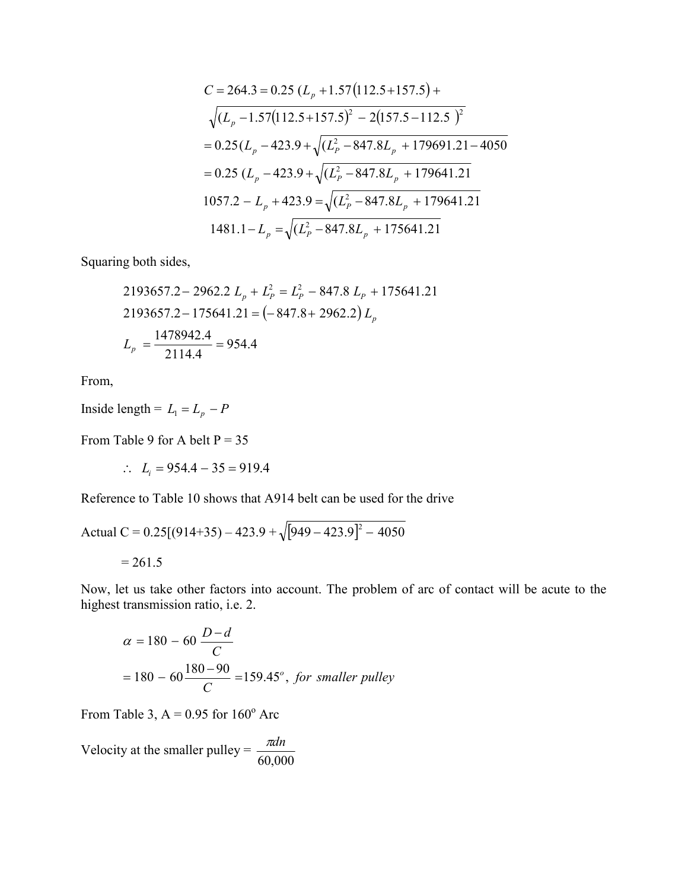$$C = 264.3 = 0.25\,(L_p + 1.57(112.5 + 157.5) +$$

$$\sqrt{(L_p - 1.57(112.5 + 157.5)^2 - 2(157.5 - 112.5\ )^2}$$

$$= 0.25(L_p - 423.9 + \sqrt{(L_P^2 - 847.8L_p\ + 179691.21 - 4050}$$

$$= 0.25\ (L_p - 423.9 + \sqrt{(L_P^2 - 847.8L_p\ + 179641.21}$$

$$1057.2 - L_p + 423.9 = \sqrt{(L_P^2 - 847.8L_p\ + 179641.21}$$

$$1481.1 - L_p = \sqrt{(L_P^2 - 847.8L_p\ + 175641.21}$$

Squaring both sides,

$$2193657.2 - 2962.2\ L_p + L_P^2 = L_P^2 - 847.8\ L_P + 175641.21$$

$$2193657.2 - 175641.21 = (-847.8 + 2962.2)\,L_p$$

$$L_p = \frac{1478942.4}{2114.4} = 954.4$$

From,

Inside length = $L_1 = L_p - P$

From Table 9 for A belt P = 35

$$\therefore\ L_i = 954.4 - 35 = 919.4$$

Reference to Table 10 shows that A914 belt can be used for the drive

Actual C = 0.25[(914+35) – 423.9 + $\sqrt{[949 - 423.9]^2 - 4050}$

= 261.5

Now, let us take other factors into account. The problem of arc of contact will be acute to the highest transmission ratio, i.e. 2.

$$\alpha = 180 - 60\,\frac{D-d}{C}$$

$$= 180 - 60\frac{180-90}{C} = 159.45^o,\ for\ smaller\ pulley$$

From Table 3, A = 0.95 for 160$^o$ Arc

Velocity at the smaller pulley = $\dfrac{\pi dn}{60{,}000}$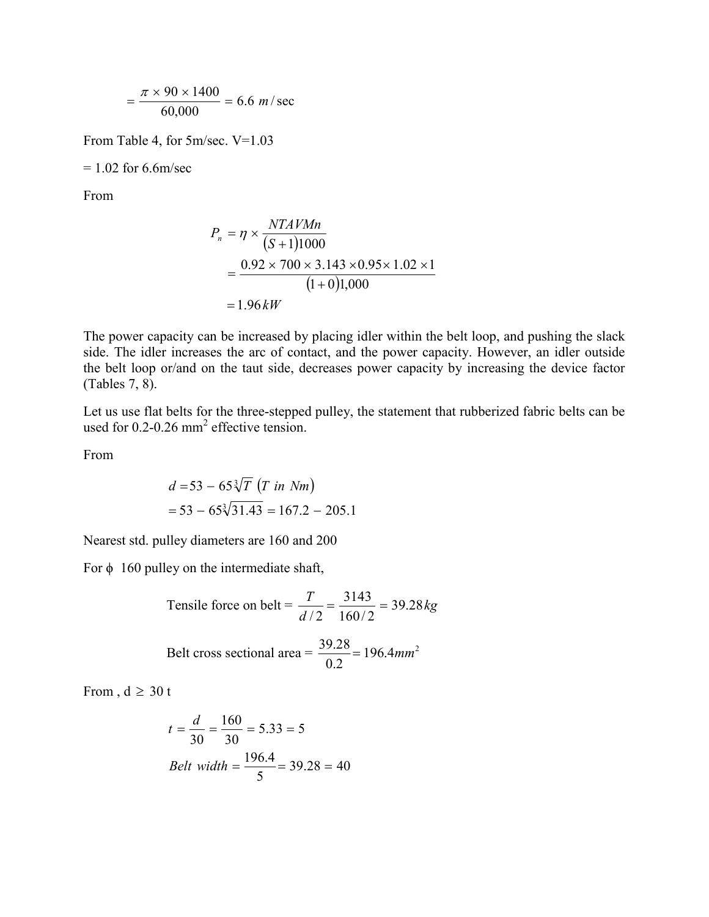$$= \frac{\pi \times 90 \times 1400}{60{,}000} = 6.6 \ m/\sec$$

From Table 4, for 5m/sec. V=1.03

= 1.02 for 6.6m/sec

From

$$P_n = \eta \times \frac{NTAVMn}{(S+1)1000}$$

$$= \frac{0.92 \times 700 \times 3.143 \times 0.95 \times 1.02 \times 1}{(1+0)1{,}000}$$

$$= 1.96\,kW$$

The power capacity can be increased by placing idler within the belt loop, and pushing the slack side. The idler increases the arc of contact, and the power capacity. However, an idler outside the belt loop or/and on the taut side, decreases power capacity by increasing the device factor (Tables 7, 8).

Let us use flat belts for the three-stepped pulley, the statement that rubberized fabric belts can be used for 0.2-0.26 mm$^2$ effective tension.

From

$$d = 53 - 65\sqrt[3]{T} \ (T \ in \ Nm)$$

$$= 53 - 65\sqrt[3]{31.43} = 167.2 - 205.1$$

Nearest std. pulley diameters are 160 and 200

For ϕ 160 pulley on the intermediate shaft,

$$\text{Tensile force on belt} = \frac{T}{d/2} = \frac{3143}{160/2} = 39.28\,kg$$

$$\text{Belt cross sectional area} = \frac{39.28}{0.2} = 196.4\,mm^2$$

From , d ≥ 30 t

$$t = \frac{d}{30} = \frac{160}{30} = 5.33 = 5$$

$$Belt \ width = \frac{196.4}{5} = 39.28 = 40$$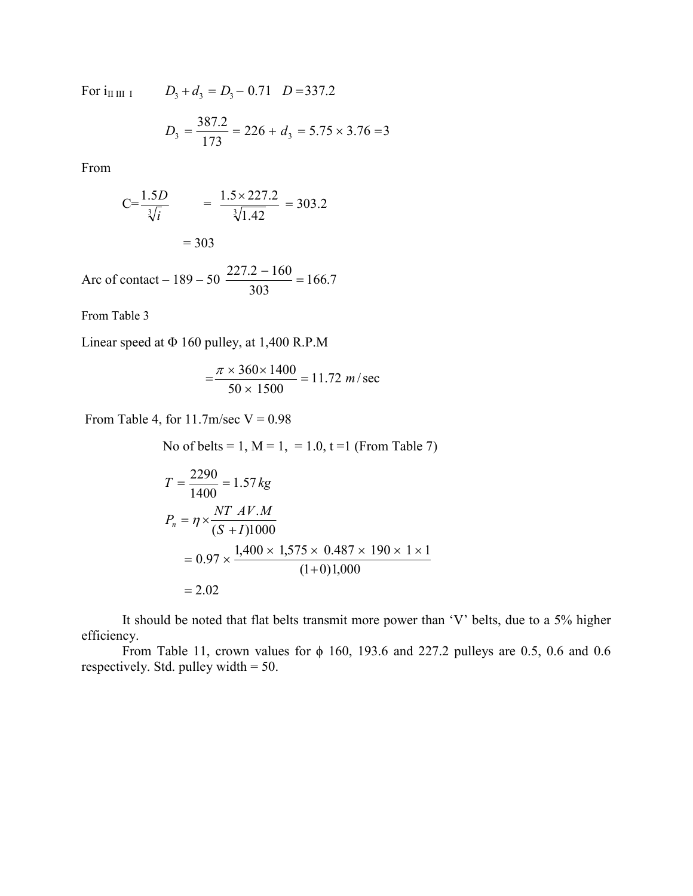For $i_{II\ III\ I}$ $\quad D_3 + d_3 = D_3 - 0.71 \quad D = 337.2$

$$D_3 = \frac{387.2}{173} = 226 + d_3 = 5.75 \times 3.76 = 3$$

From

$$C = \frac{1.5D}{\sqrt[3]{i}} \quad = \quad \frac{1.5 \times 227.2}{\sqrt[3]{1.42}} = 303.2$$

$$= 303$$

Arc of contact – 189 – 50 $\dfrac{227.2 - 160}{303} = 166.7$

From Table 3

Linear speed at Φ 160 pulley, at 1,400 R.P.M

$$= \frac{\pi \times 360 \times 1400}{50 \times 1500} = 11.72\ m/\sec$$

From Table 4, for 11.7m/sec V = 0.98

No of belts = 1, M = 1, = 1.0, t =1 (From Table 7)

$$T = \frac{2290}{1400} = 1.57\,kg$$

$$P_n = \eta \times \frac{NT\ AV.M}{(S + I)1000}$$

$$= 0.97 \times \frac{1{,}400 \times 1{,}575 \times 0.487 \times 190 \times 1 \times 1}{(1+0)1{,}000}$$

$$= 2.02$$

It should be noted that flat belts transmit more power than 'V' belts, due to a 5% higher efficiency.

From Table 11, crown values for ϕ 160, 193.6 and 227.2 pulleys are 0.5, 0.6 and 0.6 respectively. Std. pulley width = 50.